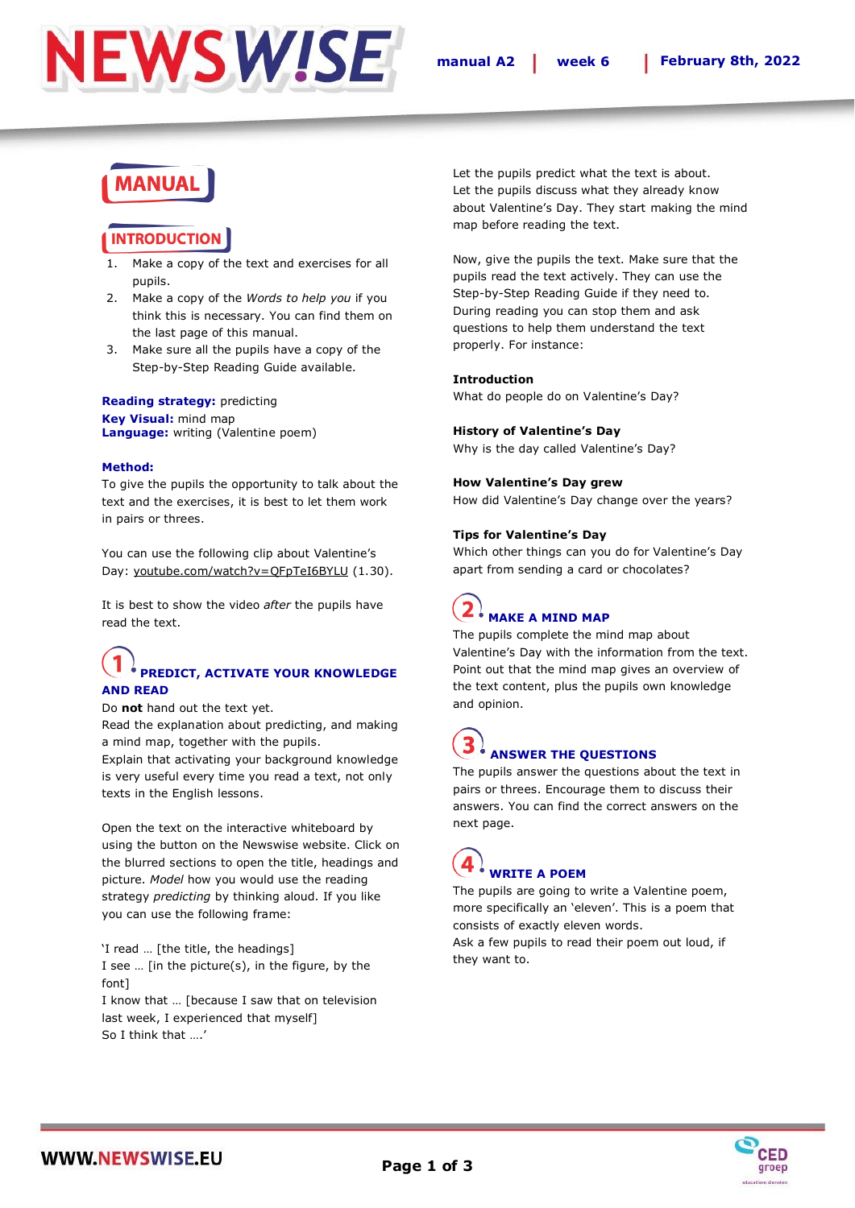# MANUAL

## INTRODUCTION

1. Make a copy of the text and exercises for all pupils.
2. Make a copy of the *Words to help you* if you think this is necessary. You can find them on the last page of this manual.
3. Make sure all the pupils have a copy of the Step-by-Step Reading Guide available.

**Reading strategy:** predicting
**Key Visual:** mind map
**Language:** writing (Valentine poem)

**Method:**
To give the pupils the opportunity to talk about the text and the exercises, it is best to let them work in pairs or threes.

You can use the following clip about Valentine's Day: youtube.com/watch?v=QFpTeI6BYLU (1.30).

It is best to show the video *after* the pupils have read the text.

### 1. PREDICT, ACTIVATE YOUR KNOWLEDGE AND READ

Do **not** hand out the text yet.
Read the explanation about predicting, and making a mind map, together with the pupils.
Explain that activating your background knowledge is very useful every time you read a text, not only texts in the English lessons.

Open the text on the interactive whiteboard by using the button on the Newswise website. Click on the blurred sections to open the title, headings and picture. *Model* how you would use the reading strategy *predicting* by thinking aloud. If you like you can use the following frame:

'I read … [the title, the headings]
I see … [in the picture(s), in the figure, by the font]
I know that … [because I saw that on television last week, I experienced that myself]
So I think that ….'

Let the pupils predict what the text is about.
Let the pupils discuss what they already know about Valentine's Day. They start making the mind map before reading the text.

Now, give the pupils the text. Make sure that the pupils read the text actively. They can use the Step-by-Step Reading Guide if they need to.
During reading you can stop them and ask questions to help them understand the text properly. For instance:

**Introduction**
What do people do on Valentine's Day?

**History of Valentine's Day**
Why is the day called Valentine's Day?

**How Valentine's Day grew**
How did Valentine's Day change over the years?

**Tips for Valentine's Day**
Which other things can you do for Valentine's Day apart from sending a card or chocolates?

### 2. MAKE A MIND MAP

The pupils complete the mind map about Valentine's Day with the information from the text.
Point out that the mind map gives an overview of the text content, plus the pupils own knowledge and opinion.

### 3. ANSWER THE QUESTIONS

The pupils answer the questions about the text in pairs or threes. Encourage them to discuss their answers. You can find the correct answers on the next page.

### 4. WRITE A POEM

The pupils are going to write a Valentine poem, more specifically an 'eleven'. This is a poem that consists of exactly eleven words.
Ask a few pupils to read their poem out loud, if they want to.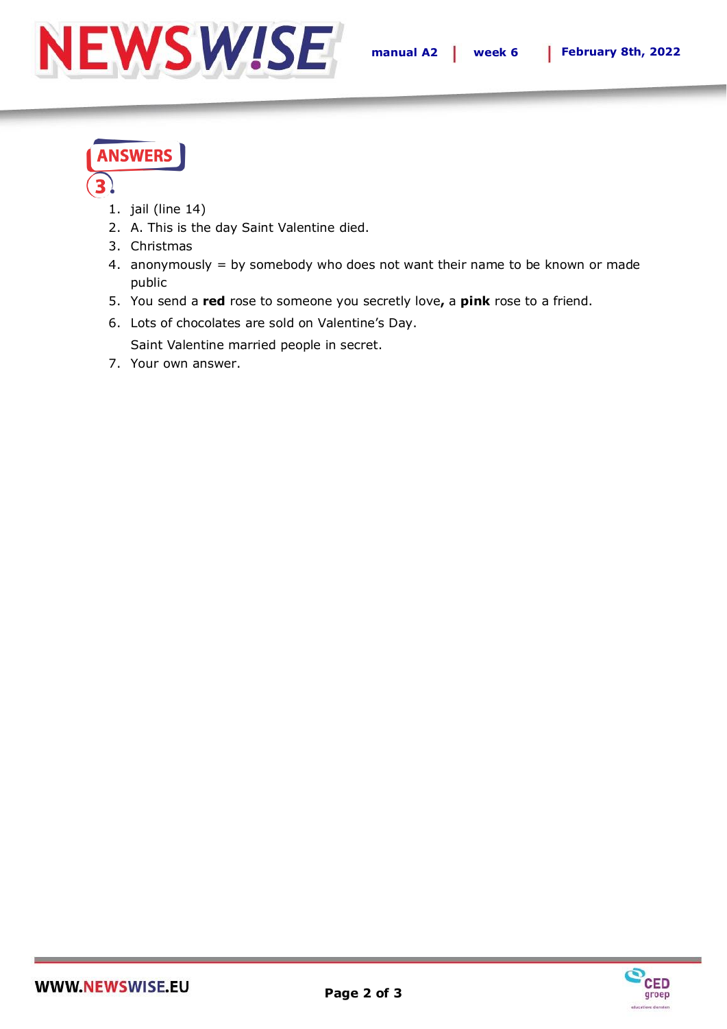## ANSWERS

### 3

1. jail (line 14)
2. A. This is the day Saint Valentine died.
3. Christmas
4. anonymously = by somebody who does not want their name to be known or made public
5. You send a **red** rose to someone you secretly love**,** a **pink** rose to a friend.
6. Lots of chocolates are sold on Valentine's Day.

   Saint Valentine married people in secret.
7. Your own answer.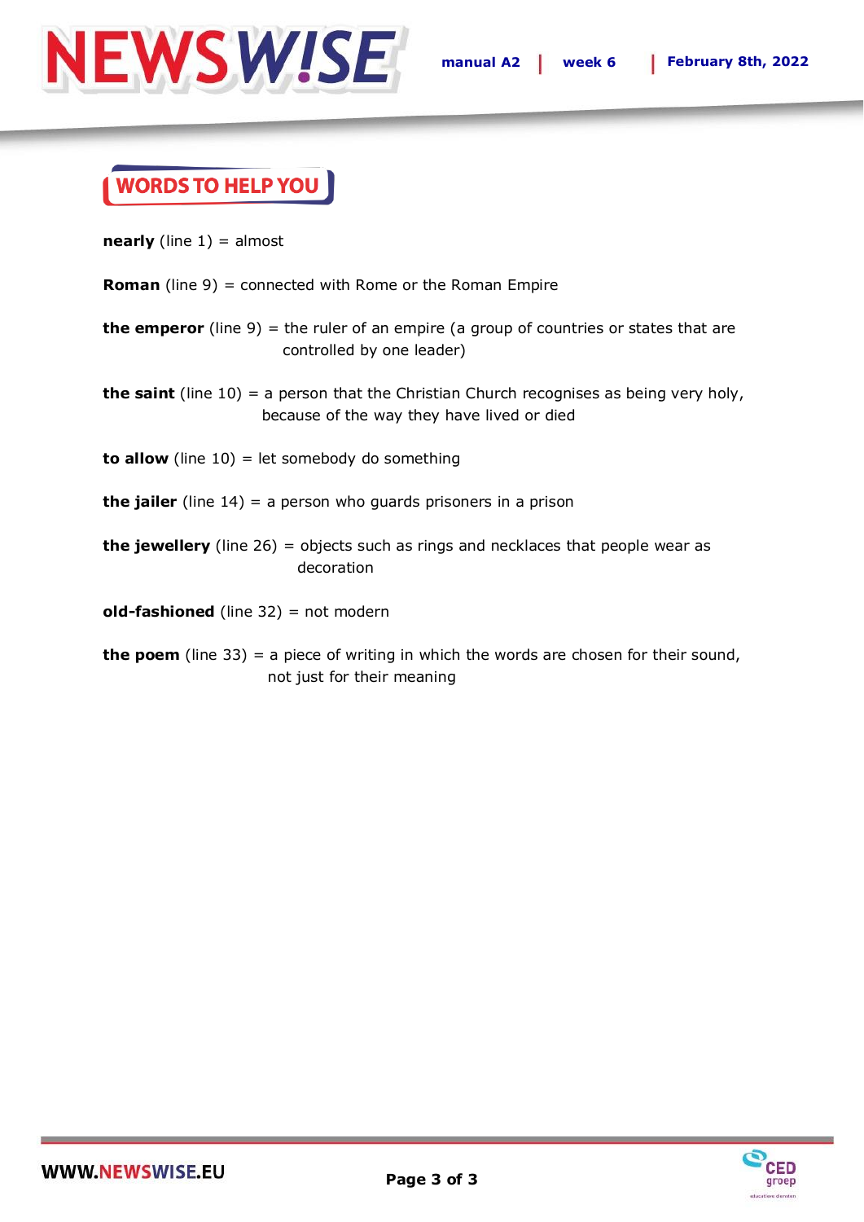## WORDS TO HELP YOU

**nearly** (line 1) = almost

**Roman** (line 9) = connected with Rome or the Roman Empire

**the emperor** (line 9) = the ruler of an empire (a group of countries or states that are controlled by one leader)

**the saint** (line 10) = a person that the Christian Church recognises as being very holy, because of the way they have lived or died

**to allow** (line 10) = let somebody do something

**the jailer** (line 14) = a person who guards prisoners in a prison

**the jewellery** (line 26) = objects such as rings and necklaces that people wear as decoration

**old-fashioned** (line 32) = not modern

**the poem** (line 33) = a piece of writing in which the words are chosen for their sound, not just for their meaning